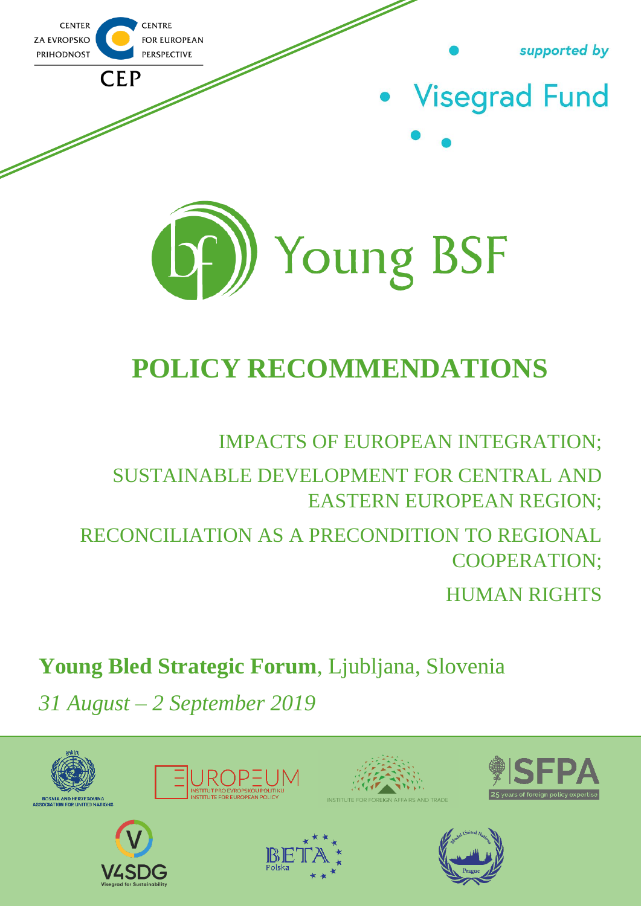CENTER ZA EVROPSKO PRIHODNOST

CENTRE FOR EUROPEAN PERSPECTIVE

CEP

*supported by*

Visegrad Fund

Young BSF

# POLICY RECOMMENDATIONS

IMPACTS OF EUROPEAN INTEGRATION;

SUSTAINABLE DEVELOPMENT FOR CENTRAL AND EASTERN EUROPEAN REGION;

RECONCILIATION AS A PRECONDITION TO REGIONAL COOPERATION;

HUMAN RIGHTS

**Young Bled Strategic Forum**, Ljubljana, Slovenia

*31 August – 2 September 2019*

BOSNIA AND HERZEGOVINA ASSOCIATION FOR UNITED NATIONS

EUROPEUM INSTITUT PRO EVROPSKOU POLITIKU INSTITUTE FOR EUROPEAN POLICY

INSTITUTE FOR FOREIGN AFFAIRS AND TRADE

SFPA 25 years of foreign policy expertise

V4SDG Visegrad for Sustainability

BETA Polska

Model United Nations Prague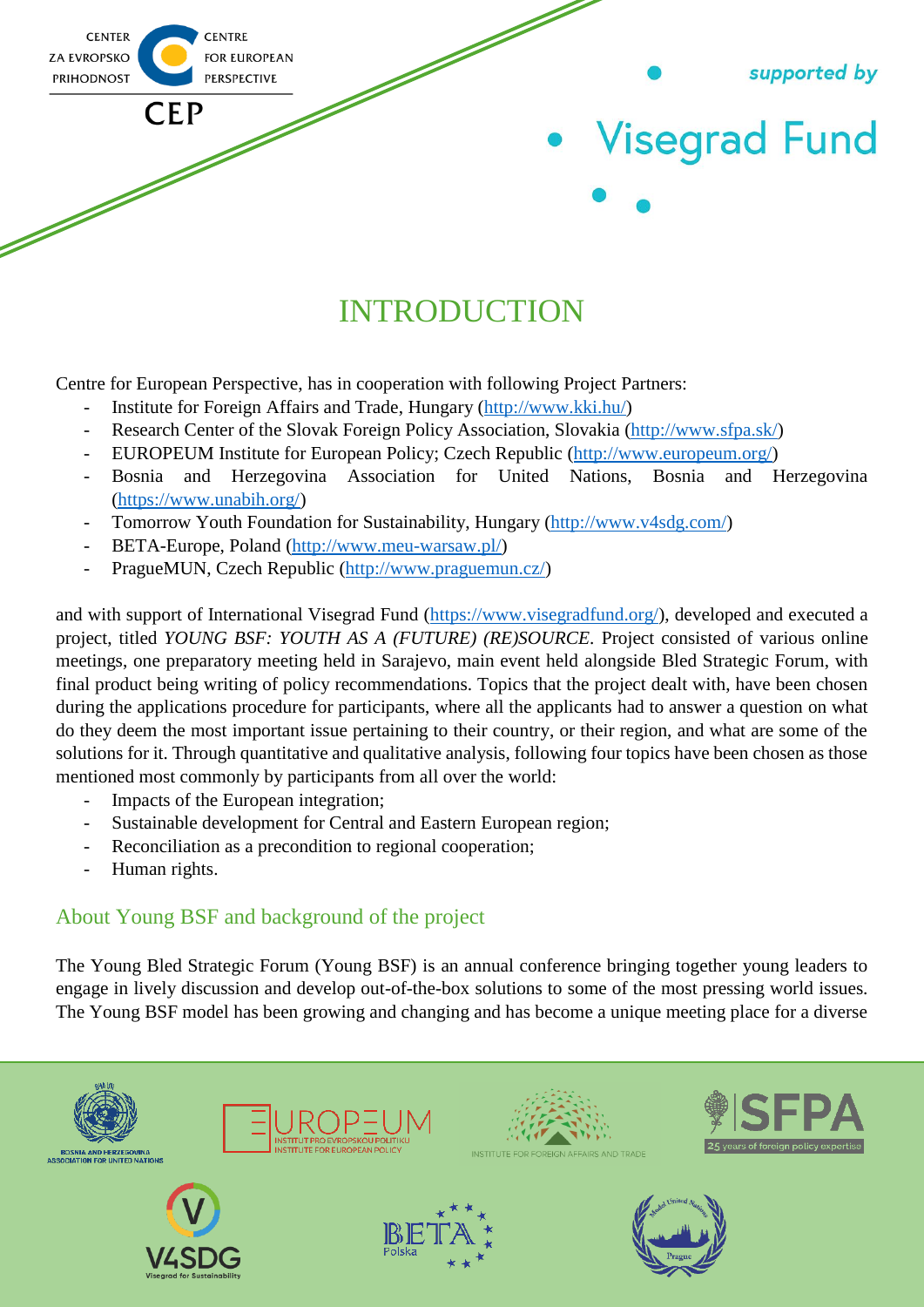# INTRODUCTION

Centre for European Perspective, has in cooperation with following Project Partners:

- Institute for Foreign Affairs and Trade, Hungary (http://www.kki.hu/)
- Research Center of the Slovak Foreign Policy Association, Slovakia (http://www.sfpa.sk/)
- EUROPEUM Institute for European Policy; Czech Republic (http://www.europeum.org/)
- Bosnia and Herzegovina Association for United Nations, Bosnia and Herzegovina (https://www.unabih.org/)
- Tomorrow Youth Foundation for Sustainability, Hungary (http://www.v4sdg.com/)
- BETA-Europe, Poland (http://www.meu-warsaw.pl/)
- PragueMUN, Czech Republic (http://www.praguemun.cz/)

and with support of International Visegrad Fund (https://www.visegradfund.org/), developed and executed a project, titled *YOUNG BSF: YOUTH AS A (FUTURE) (RE)SOURCE*. Project consisted of various online meetings, one preparatory meeting held in Sarajevo, main event held alongside Bled Strategic Forum, with final product being writing of policy recommendations. Topics that the project dealt with, have been chosen during the applications procedure for participants, where all the applicants had to answer a question on what do they deem the most important issue pertaining to their country, or their region, and what are some of the solutions for it. Through quantitative and qualitative analysis, following four topics have been chosen as those mentioned most commonly by participants from all over the world:

- Impacts of the European integration;
- Sustainable development for Central and Eastern European region;
- Reconciliation as a precondition to regional cooperation;
- Human rights.

## About Young BSF and background of the project

The Young Bled Strategic Forum (Young BSF) is an annual conference bringing together young leaders to engage in lively discussion and develop out-of-the-box solutions to some of the most pressing world issues. The Young BSF model has been growing and changing and has become a unique meeting place for a diverse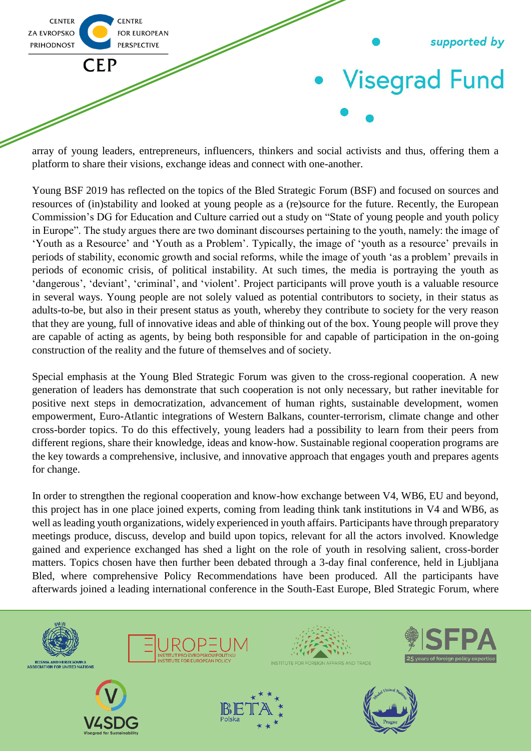array of young leaders, entrepreneurs, influencers, thinkers and social activists and thus, offering them a platform to share their visions, exchange ideas and connect with one-another.

Young BSF 2019 has reflected on the topics of the Bled Strategic Forum (BSF) and focused on sources and resources of (in)stability and looked at young people as a (re)source for the future. Recently, the European Commission's DG for Education and Culture carried out a study on "State of young people and youth policy in Europe". The study argues there are two dominant discourses pertaining to the youth, namely: the image of 'Youth as a Resource' and 'Youth as a Problem'. Typically, the image of 'youth as a resource' prevails in periods of stability, economic growth and social reforms, while the image of youth 'as a problem' prevails in periods of economic crisis, of political instability. At such times, the media is portraying the youth as 'dangerous', 'deviant', 'criminal', and 'violent'. Project participants will prove youth is a valuable resource in several ways. Young people are not solely valued as potential contributors to society, in their status as adults-to-be, but also in their present status as youth, whereby they contribute to society for the very reason that they are young, full of innovative ideas and able of thinking out of the box. Young people will prove they are capable of acting as agents, by being both responsible for and capable of participation in the on-going construction of the reality and the future of themselves and of society.

Special emphasis at the Young Bled Strategic Forum was given to the cross-regional cooperation. A new generation of leaders has demonstrate that such cooperation is not only necessary, but rather inevitable for positive next steps in democratization, advancement of human rights, sustainable development, women empowerment, Euro-Atlantic integrations of Western Balkans, counter-terrorism, climate change and other cross-border topics. To do this effectively, young leaders had a possibility to learn from their peers from different regions, share their knowledge, ideas and know-how. Sustainable regional cooperation programs are the key towards a comprehensive, inclusive, and innovative approach that engages youth and prepares agents for change.

In order to strengthen the regional cooperation and know-how exchange between V4, WB6, EU and beyond, this project has in one place joined experts, coming from leading think tank institutions in V4 and WB6, as well as leading youth organizations, widely experienced in youth affairs. Participants have through preparatory meetings produce, discuss, develop and build upon topics, relevant for all the actors involved. Knowledge gained and experience exchanged has shed a light on the role of youth in resolving salient, cross-border matters. Topics chosen have then further been debated through a 3-day final conference, held in Ljubljana Bled, where comprehensive Policy Recommendations have been produced. All the participants have afterwards joined a leading international conference in the South-East Europe, Bled Strategic Forum, where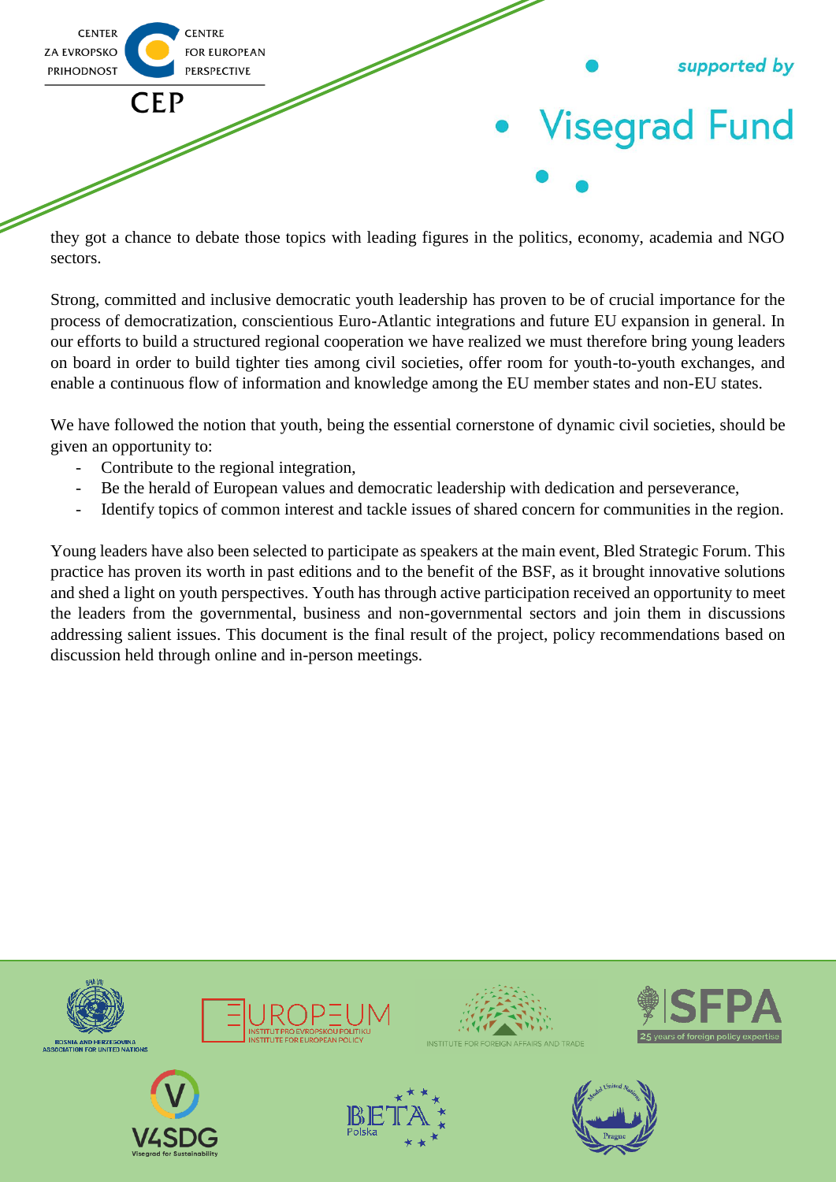they got a chance to debate those topics with leading figures in the politics, economy, academia and NGO sectors.

Strong, committed and inclusive democratic youth leadership has proven to be of crucial importance for the process of democratization, conscientious Euro-Atlantic integrations and future EU expansion in general. In our efforts to build a structured regional cooperation we have realized we must therefore bring young leaders on board in order to build tighter ties among civil societies, offer room for youth-to-youth exchanges, and enable a continuous flow of information and knowledge among the EU member states and non-EU states.

We have followed the notion that youth, being the essential cornerstone of dynamic civil societies, should be given an opportunity to:

- Contribute to the regional integration,
- Be the herald of European values and democratic leadership with dedication and perseverance,
- Identify topics of common interest and tackle issues of shared concern for communities in the region.

Young leaders have also been selected to participate as speakers at the main event, Bled Strategic Forum. This practice has proven its worth in past editions and to the benefit of the BSF, as it brought innovative solutions and shed a light on youth perspectives. Youth has through active participation received an opportunity to meet the leaders from the governmental, business and non-governmental sectors and join them in discussions addressing salient issues. This document is the final result of the project, policy recommendations based on discussion held through online and in-person meetings.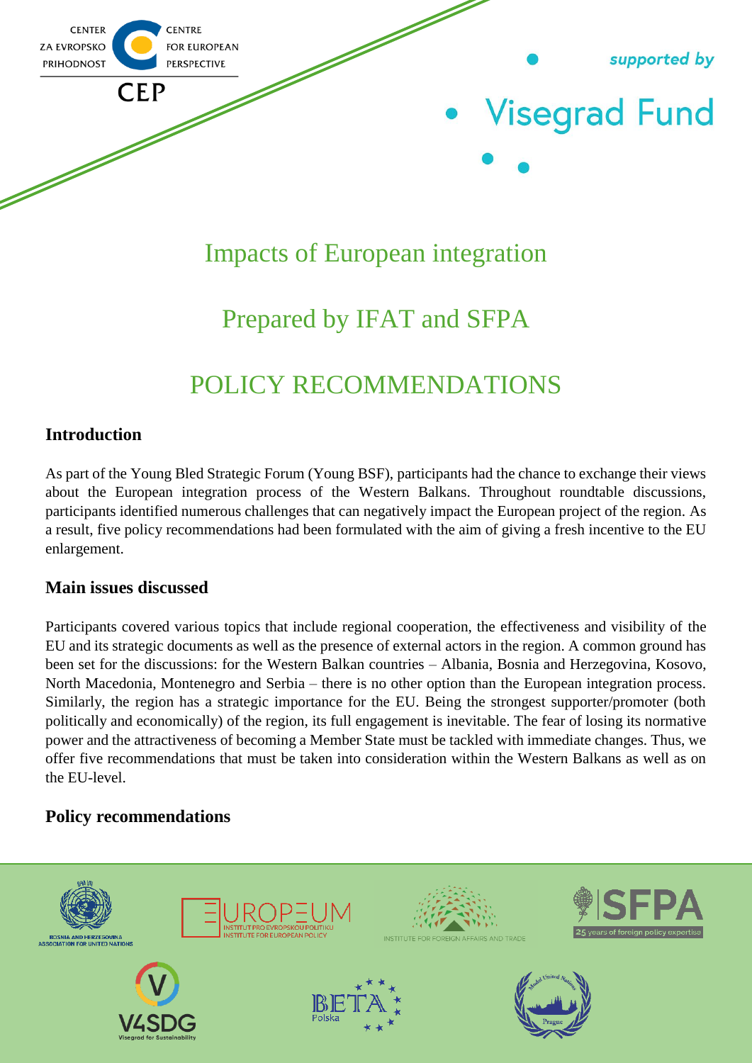# Impacts of European integration

## Prepared by IFAT and SFPA

## POLICY RECOMMENDATIONS

### Introduction

As part of the Young Bled Strategic Forum (Young BSF), participants had the chance to exchange their views about the European integration process of the Western Balkans. Throughout roundtable discussions, participants identified numerous challenges that can negatively impact the European project of the region. As a result, five policy recommendations had been formulated with the aim of giving a fresh incentive to the EU enlargement.

### Main issues discussed

Participants covered various topics that include regional cooperation, the effectiveness and visibility of the EU and its strategic documents as well as the presence of external actors in the region. A common ground has been set for the discussions: for the Western Balkan countries – Albania, Bosnia and Herzegovina, Kosovo, North Macedonia, Montenegro and Serbia – there is no other option than the European integration process. Similarly, the region has a strategic importance for the EU. Being the strongest supporter/promoter (both politically and economically) of the region, its full engagement is inevitable. The fear of losing its normative power and the attractiveness of becoming a Member State must be tackled with immediate changes. Thus, we offer five recommendations that must be taken into consideration within the Western Balkans as well as on the EU-level.

### Policy recommendations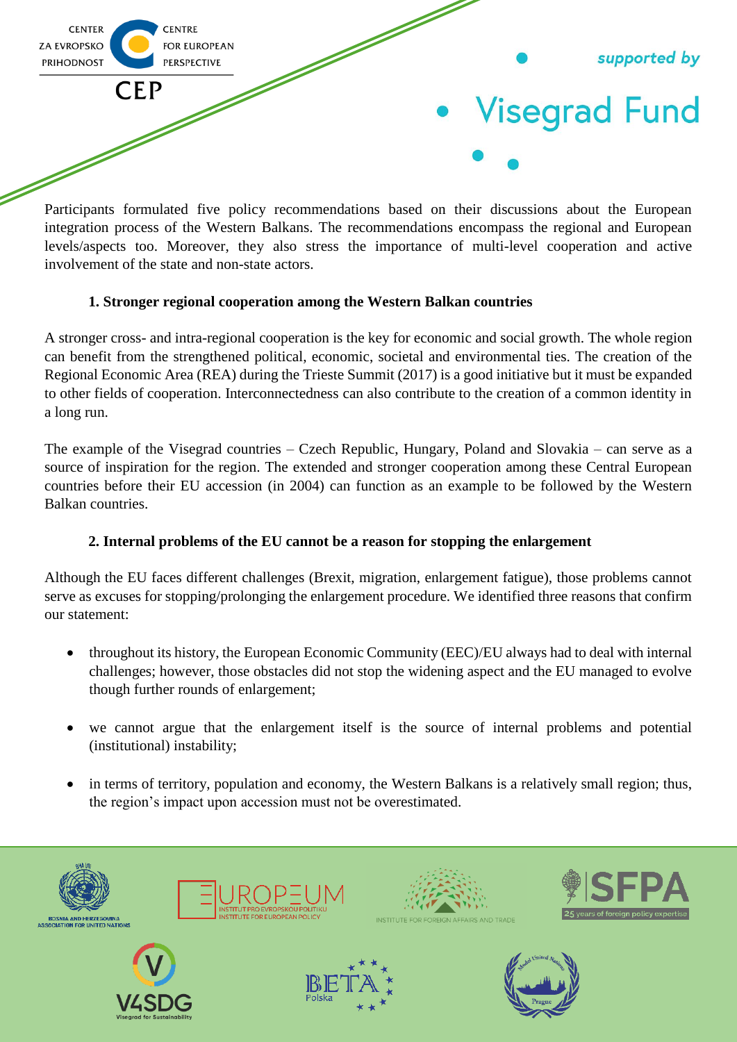Participants formulated five policy recommendations based on their discussions about the European integration process of the Western Balkans. The recommendations encompass the regional and European levels/aspects too. Moreover, they also stress the importance of multi-level cooperation and active involvement of the state and non-state actors.

**1. Stronger regional cooperation among the Western Balkan countries**

A stronger cross- and intra-regional cooperation is the key for economic and social growth. The whole region can benefit from the strengthened political, economic, societal and environmental ties. The creation of the Regional Economic Area (REA) during the Trieste Summit (2017) is a good initiative but it must be expanded to other fields of cooperation. Interconnectedness can also contribute to the creation of a common identity in a long run.

The example of the Visegrad countries – Czech Republic, Hungary, Poland and Slovakia – can serve as a source of inspiration for the region. The extended and stronger cooperation among these Central European countries before their EU accession (in 2004) can function as an example to be followed by the Western Balkan countries.

**2. Internal problems of the EU cannot be a reason for stopping the enlargement**

Although the EU faces different challenges (Brexit, migration, enlargement fatigue), those problems cannot serve as excuses for stopping/prolonging the enlargement procedure. We identified three reasons that confirm our statement:

- throughout its history, the European Economic Community (EEC)/EU always had to deal with internal challenges; however, those obstacles did not stop the widening aspect and the EU managed to evolve though further rounds of enlargement;

- we cannot argue that the enlargement itself is the source of internal problems and potential (institutional) instability;

- in terms of territory, population and economy, the Western Balkans is a relatively small region; thus, the region's impact upon accession must not be overestimated.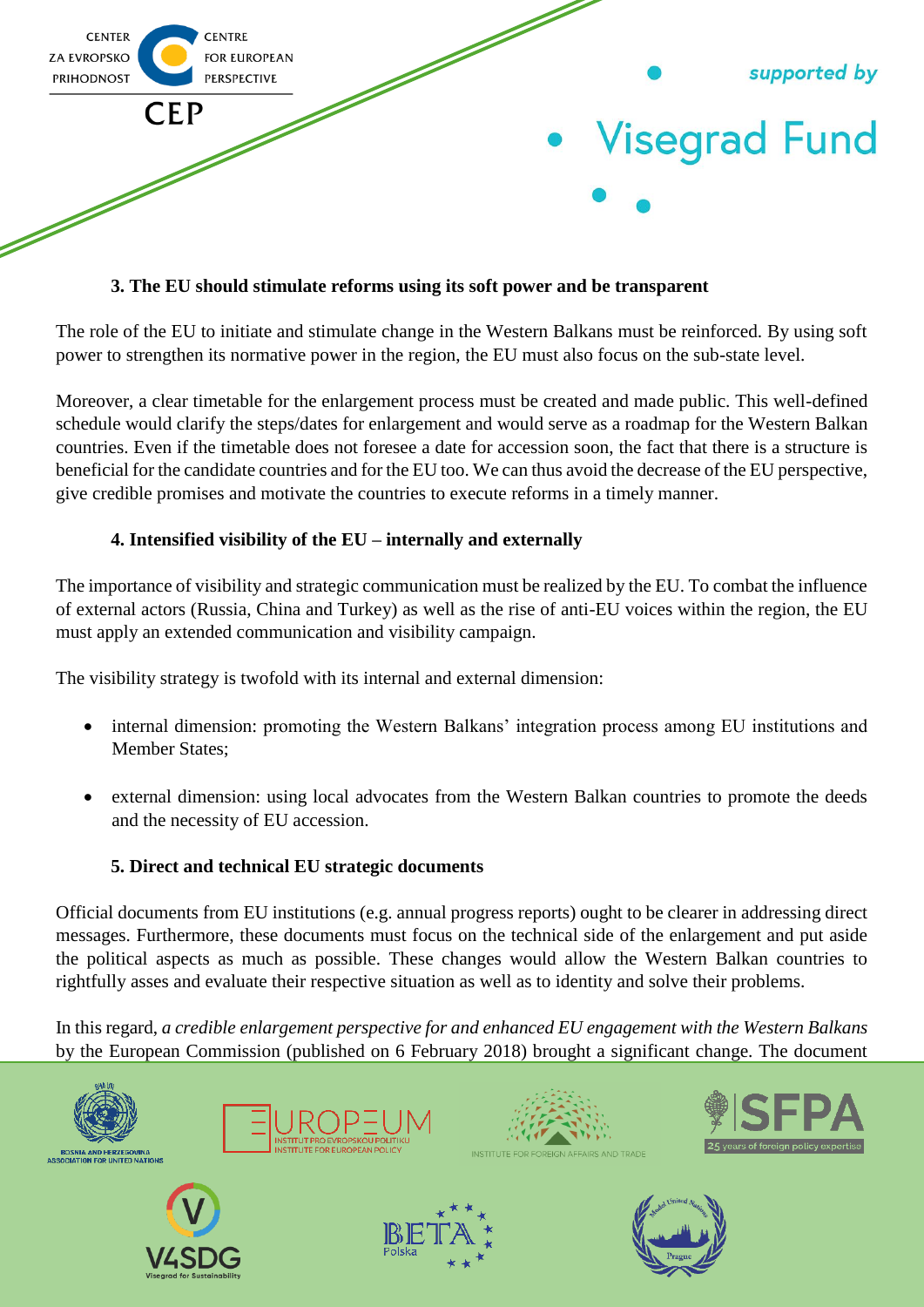### 3. The EU should stimulate reforms using its soft power and be transparent

The role of the EU to initiate and stimulate change in the Western Balkans must be reinforced. By using soft power to strengthen its normative power in the region, the EU must also focus on the sub-state level.

Moreover, a clear timetable for the enlargement process must be created and made public. This well-defined schedule would clarify the steps/dates for enlargement and would serve as a roadmap for the Western Balkan countries. Even if the timetable does not foresee a date for accession soon, the fact that there is a structure is beneficial for the candidate countries and for the EU too. We can thus avoid the decrease of the EU perspective, give credible promises and motivate the countries to execute reforms in a timely manner.

### 4. Intensified visibility of the EU – internally and externally

The importance of visibility and strategic communication must be realized by the EU. To combat the influence of external actors (Russia, China and Turkey) as well as the rise of anti-EU voices within the region, the EU must apply an extended communication and visibility campaign.

The visibility strategy is twofold with its internal and external dimension:

- internal dimension: promoting the Western Balkans' integration process among EU institutions and Member States;
- external dimension: using local advocates from the Western Balkan countries to promote the deeds and the necessity of EU accession.

### 5. Direct and technical EU strategic documents

Official documents from EU institutions (e.g. annual progress reports) ought to be clearer in addressing direct messages. Furthermore, these documents must focus on the technical side of the enlargement and put aside the political aspects as much as possible. These changes would allow the Western Balkan countries to rightfully asses and evaluate their respective situation as well as to identity and solve their problems.

In this regard, *a credible enlargement perspective for and enhanced EU engagement with the Western Balkans* by the European Commission (published on 6 February 2018) brought a significant change. The document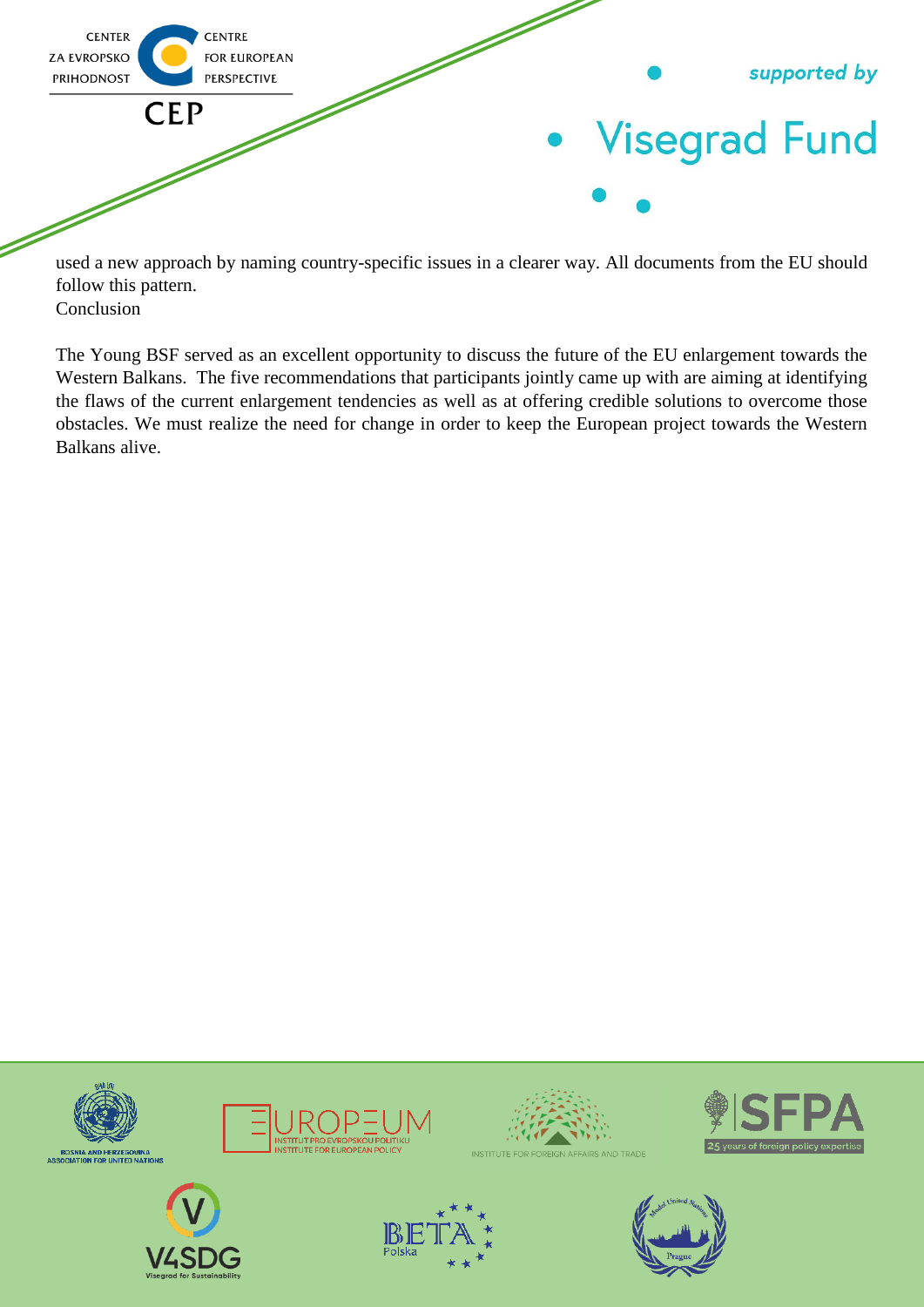used a new approach by naming country-specific issues in a clearer way. All documents from the EU should follow this pattern.

## Conclusion

The Young BSF served as an excellent opportunity to discuss the future of the EU enlargement towards the Western Balkans. The five recommendations that participants jointly came up with are aiming at identifying the flaws of the current enlargement tendencies as well as at offering credible solutions to overcome those obstacles. We must realize the need for change in order to keep the European project towards the Western Balkans alive.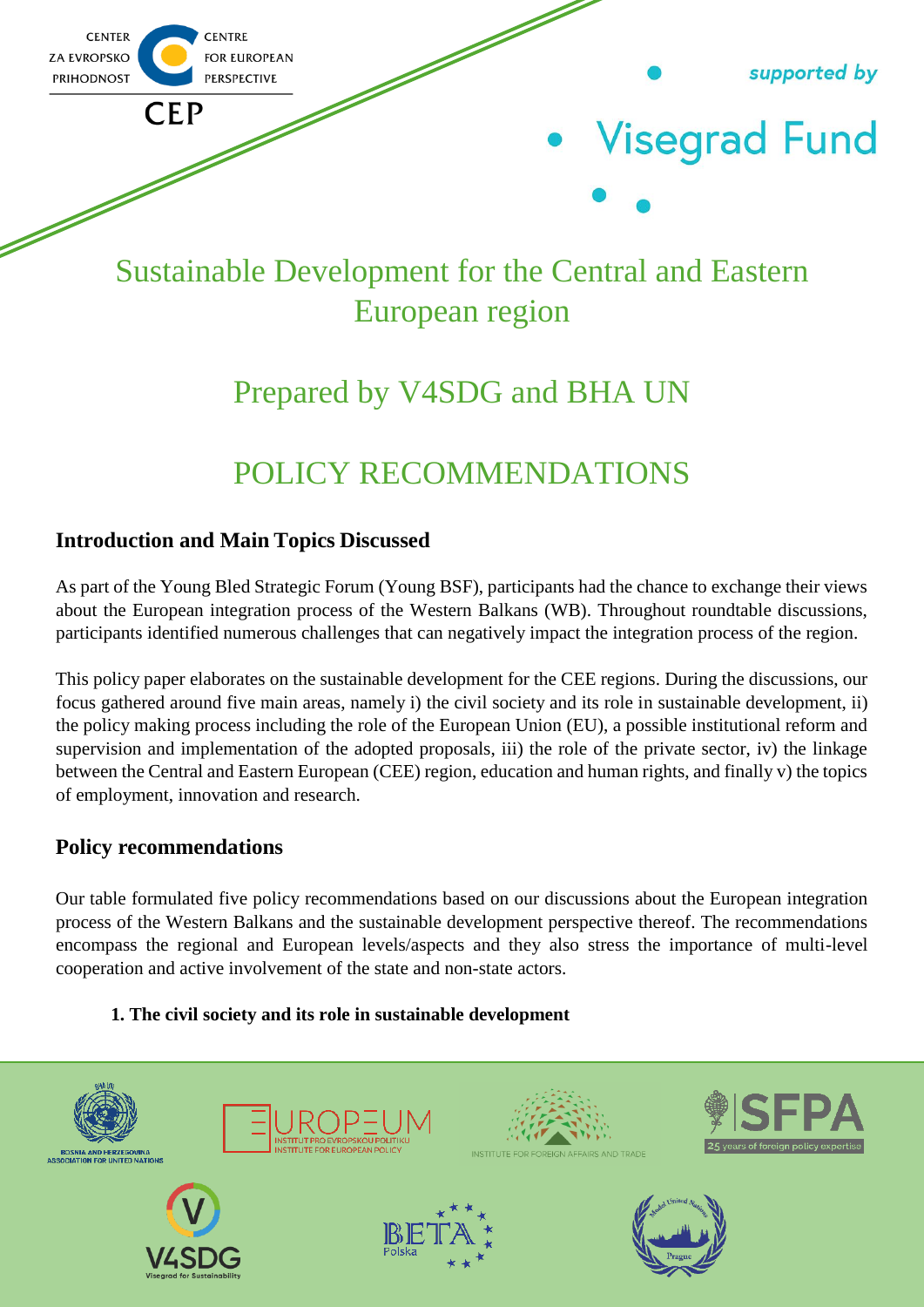Sustainable Development for the Central and Eastern European region

Prepared by V4SDG and BHA UN

# POLICY RECOMMENDATIONS

## Introduction and Main Topics Discussed

As part of the Young Bled Strategic Forum (Young BSF), participants had the chance to exchange their views about the European integration process of the Western Balkans (WB). Throughout roundtable discussions, participants identified numerous challenges that can negatively impact the integration process of the region.

This policy paper elaborates on the sustainable development for the CEE regions. During the discussions, our focus gathered around five main areas, namely i) the civil society and its role in sustainable development, ii) the policy making process including the role of the European Union (EU), a possible institutional reform and supervision and implementation of the adopted proposals, iii) the role of the private sector, iv) the linkage between the Central and Eastern European (CEE) region, education and human rights, and finally v) the topics of employment, innovation and research.

## Policy recommendations

Our table formulated five policy recommendations based on our discussions about the European integration process of the Western Balkans and the sustainable development perspective thereof. The recommendations encompass the regional and European levels/aspects and they also stress the importance of multi-level cooperation and active involvement of the state and non-state actors.

1. **The civil society and its role in sustainable development**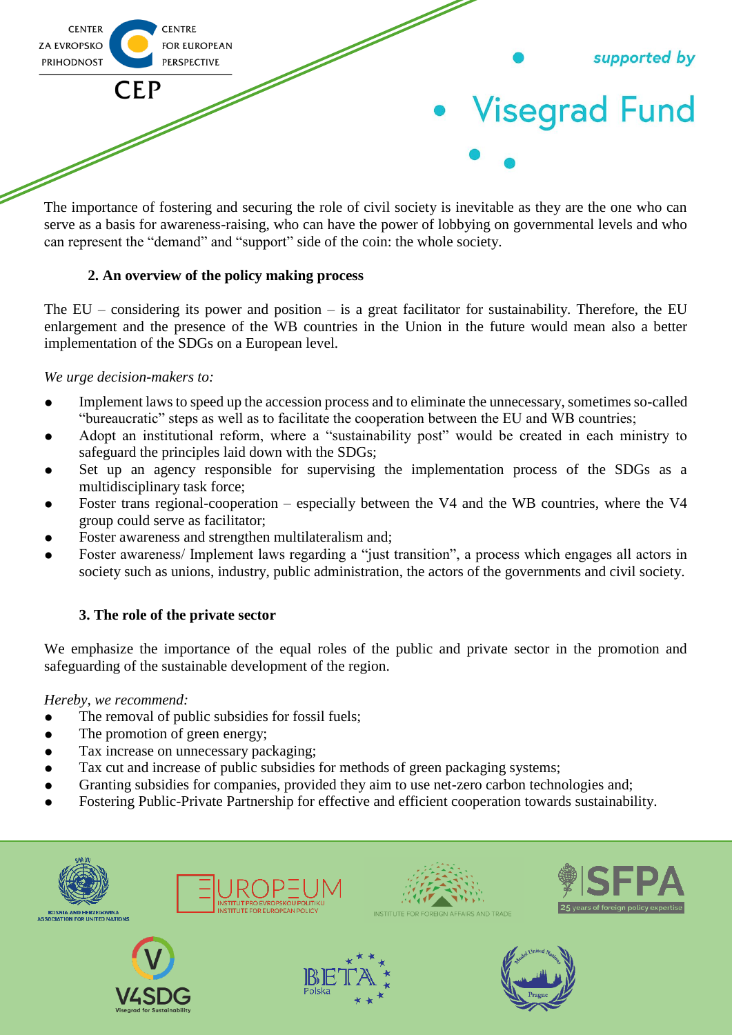The importance of fostering and securing the role of civil society is inevitable as they are the one who can serve as a basis for awareness-raising, who can have the power of lobbying on governmental levels and who can represent the "demand" and "support" side of the coin: the whole society.

## 2. An overview of the policy making process

The EU – considering its power and position – is a great facilitator for sustainability. Therefore, the EU enlargement and the presence of the WB countries in the Union in the future would mean also a better implementation of the SDGs on a European level.

*We urge decision-makers to:*

- Implement laws to speed up the accession process and to eliminate the unnecessary, sometimes so-called "bureaucratic" steps as well as to facilitate the cooperation between the EU and WB countries;
- Adopt an institutional reform, where a "sustainability post" would be created in each ministry to safeguard the principles laid down with the SDGs;
- Set up an agency responsible for supervising the implementation process of the SDGs as a multidisciplinary task force;
- Foster trans regional-cooperation – especially between the V4 and the WB countries, where the V4 group could serve as facilitator;
- Foster awareness and strengthen multilateralism and;
- Foster awareness/ Implement laws regarding a "just transition", a process which engages all actors in society such as unions, industry, public administration, the actors of the governments and civil society.

## 3. The role of the private sector

We emphasize the importance of the equal roles of the public and private sector in the promotion and safeguarding of the sustainable development of the region.

*Hereby, we recommend:*

- The removal of public subsidies for fossil fuels;
- The promotion of green energy;
- Tax increase on unnecessary packaging;
- Tax cut and increase of public subsidies for methods of green packaging systems;
- Granting subsidies for companies, provided they aim to use net-zero carbon technologies and;
- Fostering Public-Private Partnership for effective and efficient cooperation towards sustainability.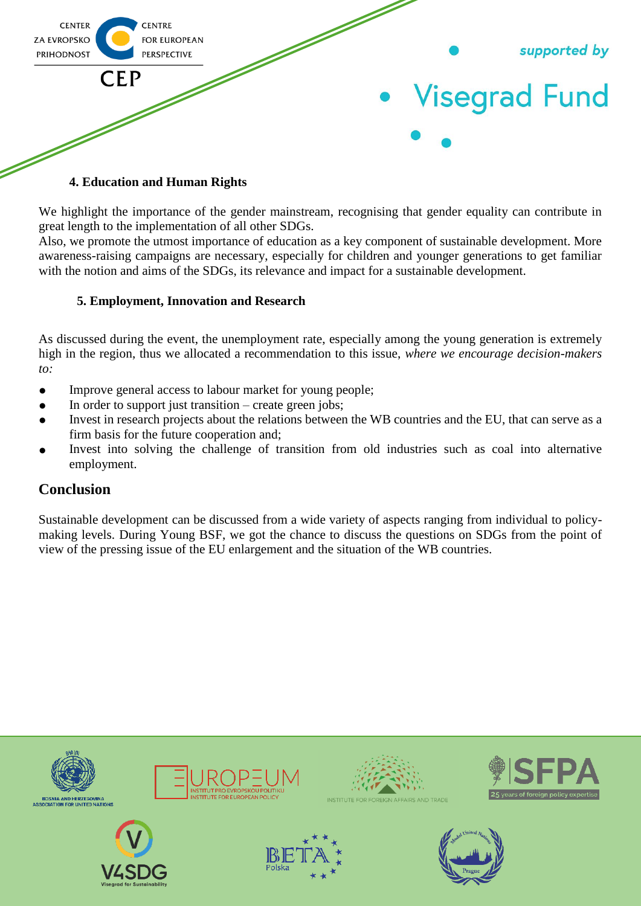### 4. Education and Human Rights

We highlight the importance of the gender mainstream, recognising that gender equality can contribute in great length to the implementation of all other SDGs.
Also, we promote the utmost importance of education as a key component of sustainable development. More awareness-raising campaigns are necessary, especially for children and younger generations to get familiar with the notion and aims of the SDGs, its relevance and impact for a sustainable development.

### 5. Employment, Innovation and Research

As discussed during the event, the unemployment rate, especially among the young generation is extremely high in the region, thus we allocated a recommendation to this issue, *where we encourage decision-makers to:*

- Improve general access to labour market for young people;
- In order to support just transition – create green jobs;
- Invest in research projects about the relations between the WB countries and the EU, that can serve as a firm basis for the future cooperation and;
- Invest into solving the challenge of transition from old industries such as coal into alternative employment.

## Conclusion

Sustainable development can be discussed from a wide variety of aspects ranging from individual to policy-making levels. During Young BSF, we got the chance to discuss the questions on SDGs from the point of view of the pressing issue of the EU enlargement and the situation of the WB countries.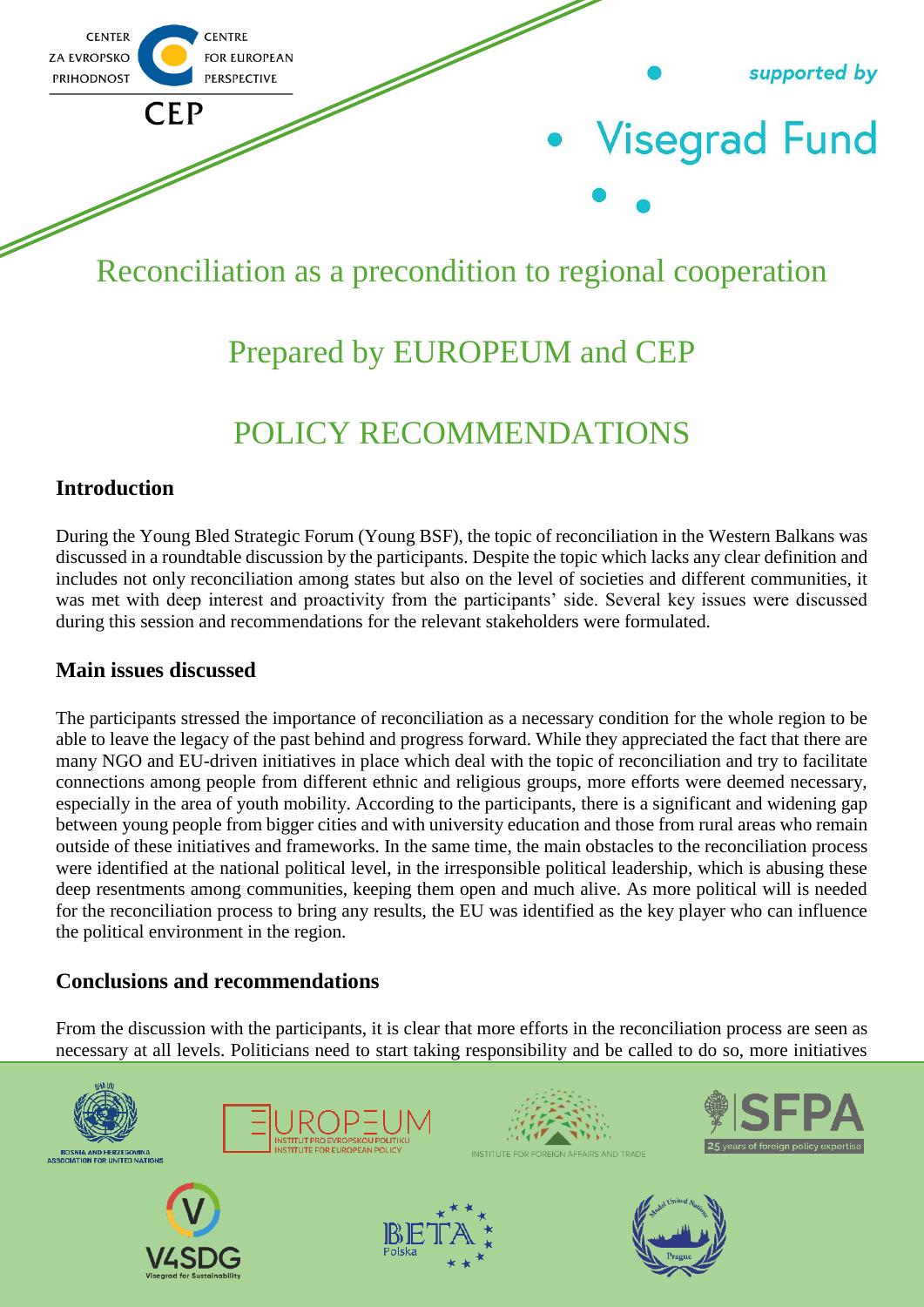# Reconciliation as a precondition to regional cooperation

## Prepared by EUROPEUM and CEP

## POLICY RECOMMENDATIONS

### Introduction

During the Young Bled Strategic Forum (Young BSF), the topic of reconciliation in the Western Balkans was discussed in a roundtable discussion by the participants. Despite the topic which lacks any clear definition and includes not only reconciliation among states but also on the level of societies and different communities, it was met with deep interest and proactivity from the participants' side. Several key issues were discussed during this session and recommendations for the relevant stakeholders were formulated.

### Main issues discussed

The participants stressed the importance of reconciliation as a necessary condition for the whole region to be able to leave the legacy of the past behind and progress forward. While they appreciated the fact that there are many NGO and EU-driven initiatives in place which deal with the topic of reconciliation and try to facilitate connections among people from different ethnic and religious groups, more efforts were deemed necessary, especially in the area of youth mobility. According to the participants, there is a significant and widening gap between young people from bigger cities and with university education and those from rural areas who remain outside of these initiatives and frameworks. In the same time, the main obstacles to the reconciliation process were identified at the national political level, in the irresponsible political leadership, which is abusing these deep resentments among communities, keeping them open and much alive. As more political will is needed for the reconciliation process to bring any results, the EU was identified as the key player who can influence the political environment in the region.

### Conclusions and recommendations

From the discussion with the participants, it is clear that more efforts in the reconciliation process are seen as necessary at all levels. Politicians need to start taking responsibility and be called to do so, more initiatives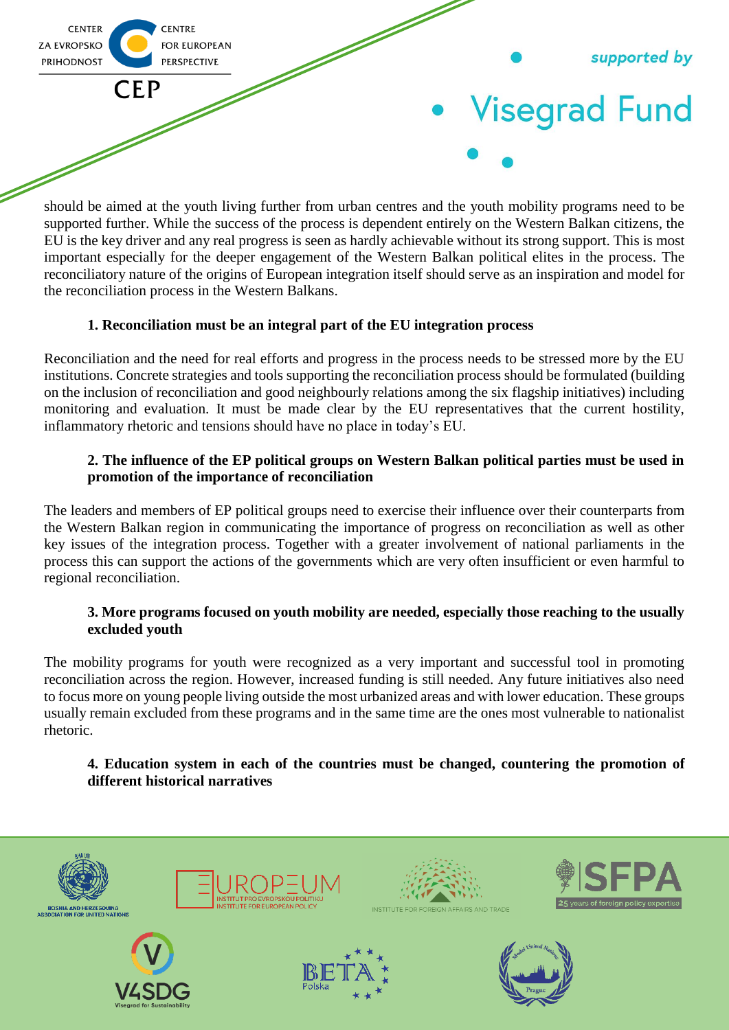should be aimed at the youth living further from urban centres and the youth mobility programs need to be supported further. While the success of the process is dependent entirely on the Western Balkan citizens, the EU is the key driver and any real progress is seen as hardly achievable without its strong support. This is most important especially for the deeper engagement of the Western Balkan political elites in the process. The reconciliatory nature of the origins of European integration itself should serve as an inspiration and model for the reconciliation process in the Western Balkans.

**1. Reconciliation must be an integral part of the EU integration process**

Reconciliation and the need for real efforts and progress in the process needs to be stressed more by the EU institutions. Concrete strategies and tools supporting the reconciliation process should be formulated (building on the inclusion of reconciliation and good neighbourly relations among the six flagship initiatives) including monitoring and evaluation. It must be made clear by the EU representatives that the current hostility, inflammatory rhetoric and tensions should have no place in today's EU.

**2. The influence of the EP political groups on Western Balkan political parties must be used in promotion of the importance of reconciliation**

The leaders and members of EP political groups need to exercise their influence over their counterparts from the Western Balkan region in communicating the importance of progress on reconciliation as well as other key issues of the integration process. Together with a greater involvement of national parliaments in the process this can support the actions of the governments which are very often insufficient or even harmful to regional reconciliation.

**3. More programs focused on youth mobility are needed, especially those reaching to the usually excluded youth**

The mobility programs for youth were recognized as a very important and successful tool in promoting reconciliation across the region. However, increased funding is still needed. Any future initiatives also need to focus more on young people living outside the most urbanized areas and with lower education. These groups usually remain excluded from these programs and in the same time are the ones most vulnerable to nationalist rhetoric.

**4. Education system in each of the countries must be changed, countering the promotion of different historical narratives**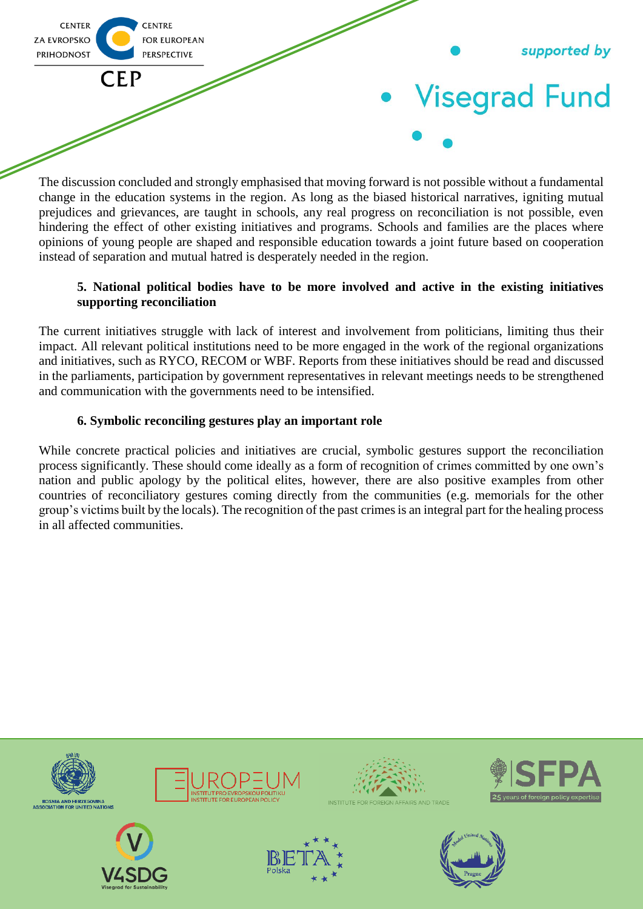The discussion concluded and strongly emphasised that moving forward is not possible without a fundamental change in the education systems in the region. As long as the biased historical narratives, igniting mutual prejudices and grievances, are taught in schools, any real progress on reconciliation is not possible, even hindering the effect of other existing initiatives and programs. Schools and families are the places where opinions of young people are shaped and responsible education towards a joint future based on cooperation instead of separation and mutual hatred is desperately needed in the region.

### 5. National political bodies have to be more involved and active in the existing initiatives supporting reconciliation

The current initiatives struggle with lack of interest and involvement from politicians, limiting thus their impact. All relevant political institutions need to be more engaged in the work of the regional organizations and initiatives, such as RYCO, RECOM or WBF. Reports from these initiatives should be read and discussed in the parliaments, participation by government representatives in relevant meetings needs to be strengthened and communication with the governments need to be intensified.

### 6. Symbolic reconciling gestures play an important role

While concrete practical policies and initiatives are crucial, symbolic gestures support the reconciliation process significantly. These should come ideally as a form of recognition of crimes committed by one own's nation and public apology by the political elites, however, there are also positive examples from other countries of reconciliatory gestures coming directly from the communities (e.g. memorials for the other group's victims built by the locals). The recognition of the past crimes is an integral part for the healing process in all affected communities.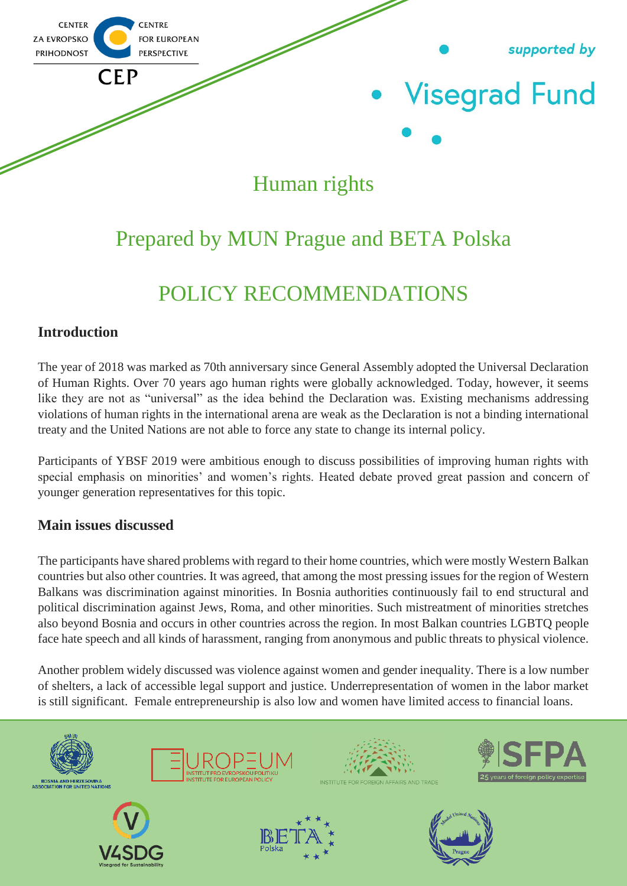# Human rights

## Prepared by MUN Prague and BETA Polska

## POLICY RECOMMENDATIONS

### Introduction

The year of 2018 was marked as 70th anniversary since General Assembly adopted the Universal Declaration of Human Rights. Over 70 years ago human rights were globally acknowledged. Today, however, it seems like they are not as "universal" as the idea behind the Declaration was. Existing mechanisms addressing violations of human rights in the international arena are weak as the Declaration is not a binding international treaty and the United Nations are not able to force any state to change its internal policy.

Participants of YBSF 2019 were ambitious enough to discuss possibilities of improving human rights with special emphasis on minorities' and women's rights. Heated debate proved great passion and concern of younger generation representatives for this topic.

### Main issues discussed

The participants have shared problems with regard to their home countries, which were mostly Western Balkan countries but also other countries. It was agreed, that among the most pressing issues for the region of Western Balkans was discrimination against minorities. In Bosnia authorities continuously fail to end structural and political discrimination against Jews, Roma, and other minorities. Such mistreatment of minorities stretches also beyond Bosnia and occurs in other countries across the region. In most Balkan countries LGBTQ people face hate speech and all kinds of harassment, ranging from anonymous and public threats to physical violence.

Another problem widely discussed was violence against women and gender inequality. There is a low number of shelters, a lack of accessible legal support and justice. Underrepresentation of women in the labor market is still significant. Female entrepreneurship is also low and women have limited access to financial loans.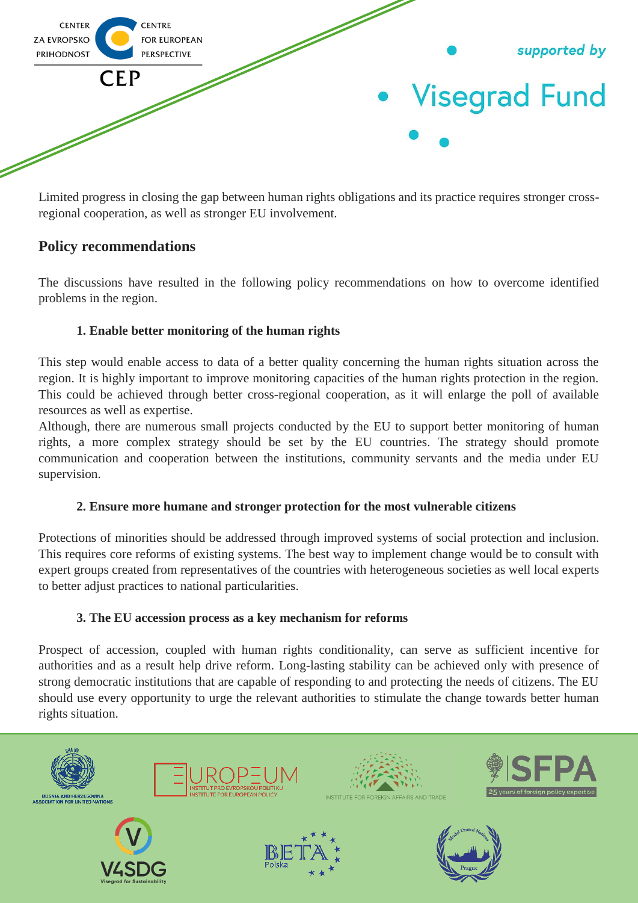Limited progress in closing the gap between human rights obligations and its practice requires stronger cross-regional cooperation, as well as stronger EU involvement.

## Policy recommendations

The discussions have resulted in the following policy recommendations on how to overcome identified problems in the region.

### 1. Enable better monitoring of the human rights

This step would enable access to data of a better quality concerning the human rights situation across the region. It is highly important to improve monitoring capacities of the human rights protection in the region. This could be achieved through better cross-regional cooperation, as it will enlarge the poll of available resources as well as expertise.

Although, there are numerous small projects conducted by the EU to support better monitoring of human rights, a more complex strategy should be set by the EU countries. The strategy should promote communication and cooperation between the institutions, community servants and the media under EU supervision.

### 2. Ensure more humane and stronger protection for the most vulnerable citizens

Protections of minorities should be addressed through improved systems of social protection and inclusion. This requires core reforms of existing systems. The best way to implement change would be to consult with expert groups created from representatives of the countries with heterogeneous societies as well local experts to better adjust practices to national particularities.

### 3. The EU accession process as a key mechanism for reforms

Prospect of accession, coupled with human rights conditionality, can serve as sufficient incentive for authorities and as a result help drive reform. Long-lasting stability can be achieved only with presence of strong democratic institutions that are capable of responding to and protecting the needs of citizens. The EU should use every opportunity to urge the relevant authorities to stimulate the change towards better human rights situation.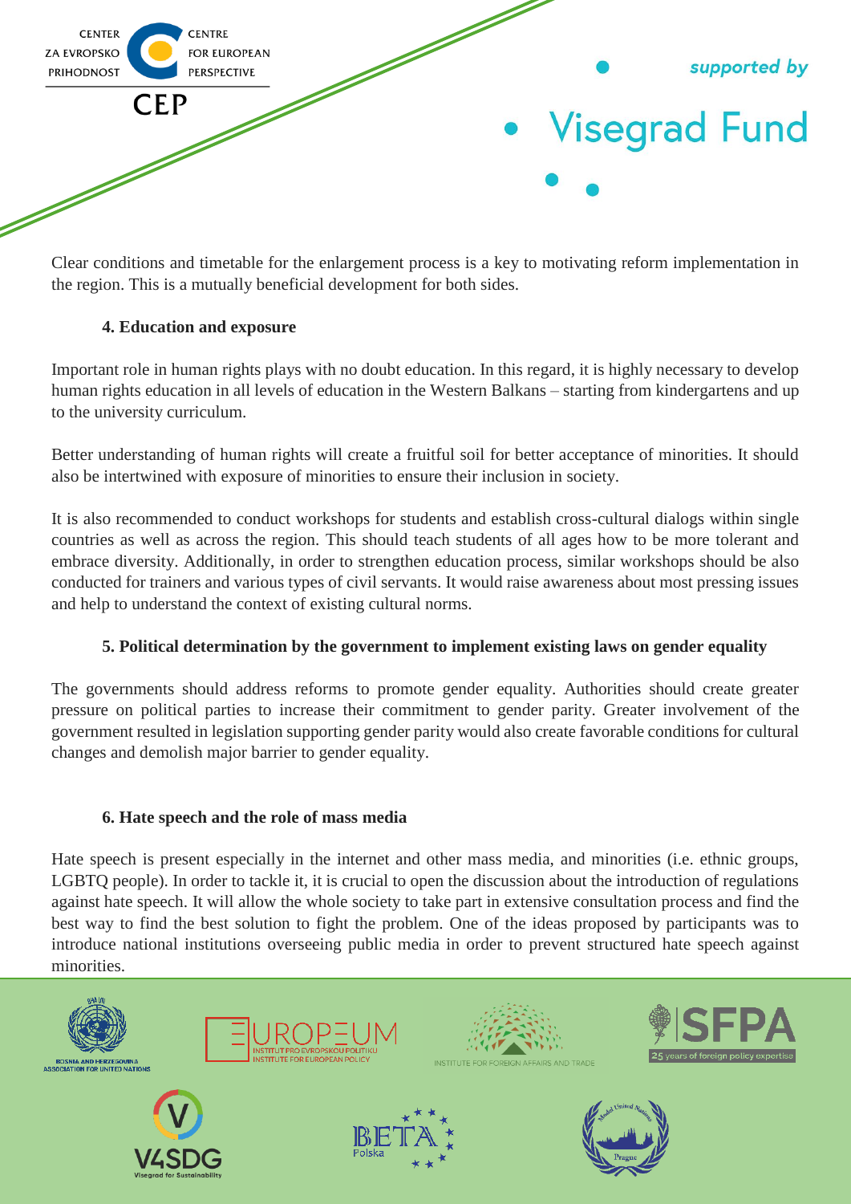Clear conditions and timetable for the enlargement process is a key to motivating reform implementation in the region. This is a mutually beneficial development for both sides.

### 4. Education and exposure

Important role in human rights plays with no doubt education. In this regard, it is highly necessary to develop human rights education in all levels of education in the Western Balkans – starting from kindergartens and up to the university curriculum.

Better understanding of human rights will create a fruitful soil for better acceptance of minorities. It should also be intertwined with exposure of minorities to ensure their inclusion in society.

It is also recommended to conduct workshops for students and establish cross-cultural dialogs within single countries as well as across the region. This should teach students of all ages how to be more tolerant and embrace diversity. Additionally, in order to strengthen education process, similar workshops should be also conducted for trainers and various types of civil servants. It would raise awareness about most pressing issues and help to understand the context of existing cultural norms.

### 5. Political determination by the government to implement existing laws on gender equality

The governments should address reforms to promote gender equality. Authorities should create greater pressure on political parties to increase their commitment to gender parity. Greater involvement of the government resulted in legislation supporting gender parity would also create favorable conditions for cultural changes and demolish major barrier to gender equality.

### 6. Hate speech and the role of mass media

Hate speech is present especially in the internet and other mass media, and minorities (i.e. ethnic groups, LGBTQ people). In order to tackle it, it is crucial to open the discussion about the introduction of regulations against hate speech. It will allow the whole society to take part in extensive consultation process and find the best way to find the best solution to fight the problem. One of the ideas proposed by participants was to introduce national institutions overseeing public media in order to prevent structured hate speech against minorities.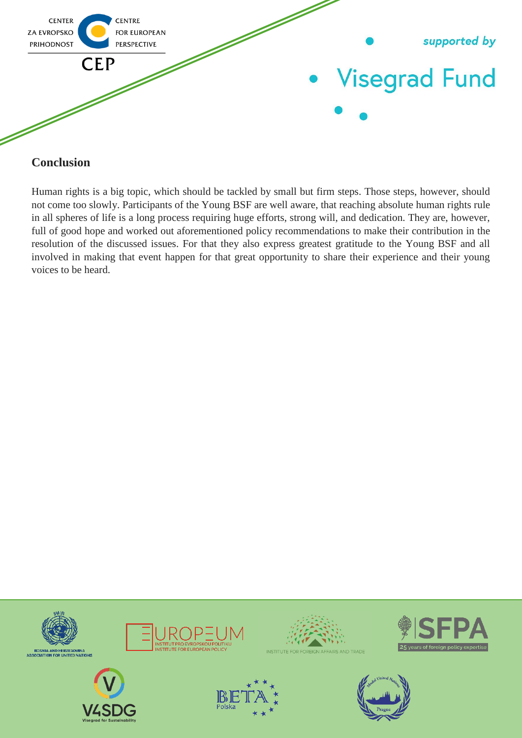## Conclusion

Human rights is a big topic, which should be tackled by small but firm steps. Those steps, however, should not come too slowly. Participants of the Young BSF are well aware, that reaching absolute human rights rule in all spheres of life is a long process requiring huge efforts, strong will, and dedication. They are, however, full of good hope and worked out aforementioned policy recommendations to make their contribution in the resolution of the discussed issues. For that they also express greatest gratitude to the Young BSF and all involved in making that event happen for that great opportunity to share their experience and their young voices to be heard.